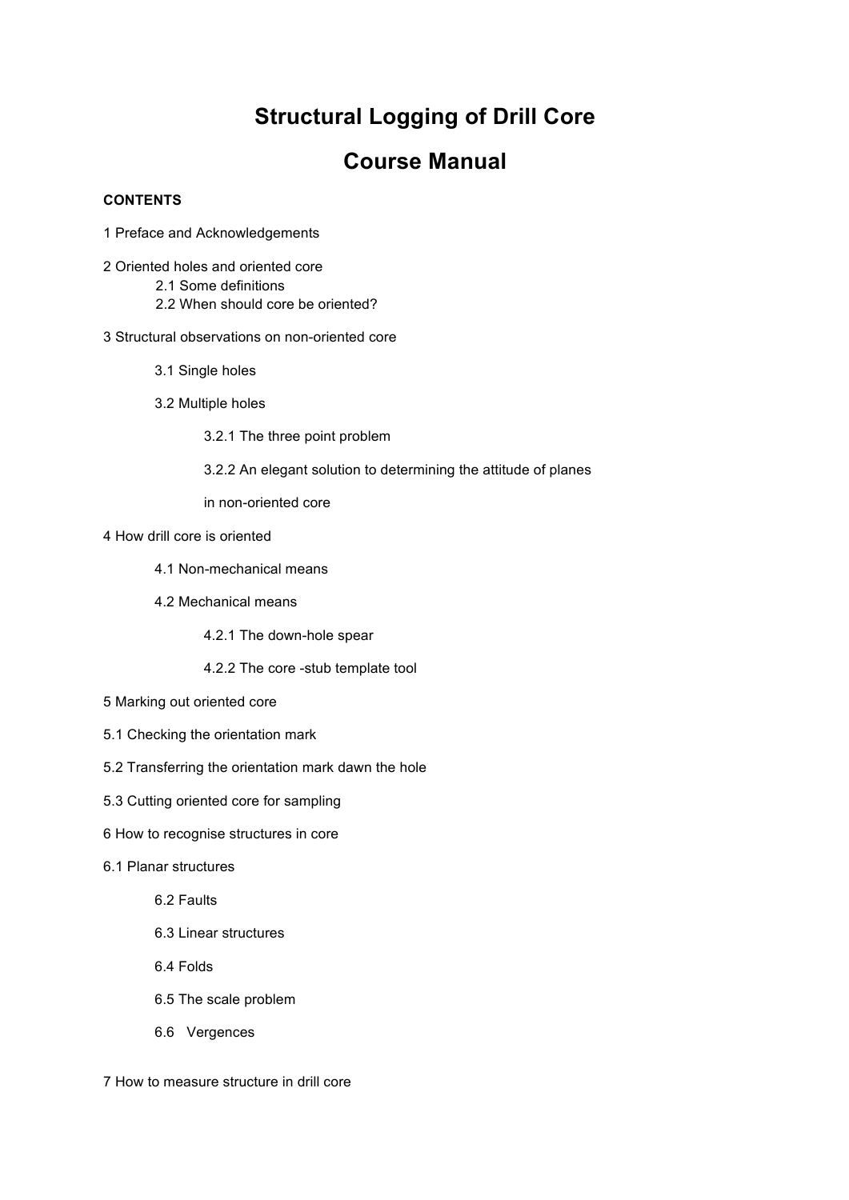# Structural Logging of Drill Core

# Course Manual

**CONTENTS**

1 Preface and Acknowledgements

2 Oriented holes and oriented core

- 2.1 Some definitions
- 2.2 When should core be oriented?

3 Structural observations on non-oriented core

- 3.1 Single holes
- 3.2 Multiple holes
  - 3.2.1 The three point problem
  - 3.2.2 An elegant solution to determining the attitude of planes in non-oriented core

4 How drill core is oriented

- 4.1 Non-mechanical means
- 4.2 Mechanical means
  - 4.2.1 The down-hole spear
  - 4.2.2 The core -stub template tool

5 Marking out oriented core

5.1 Checking the orientation mark

5.2 Transferring the orientation mark dawn the hole

5.3 Cutting oriented core for sampling

6 How to recognise structures in core

6.1 Planar structures

- 6.2 Faults
- 6.3 Linear structures
- 6.4 Folds
- 6.5 The scale problem
- 6.6 Vergences

7 How to measure structure in drill core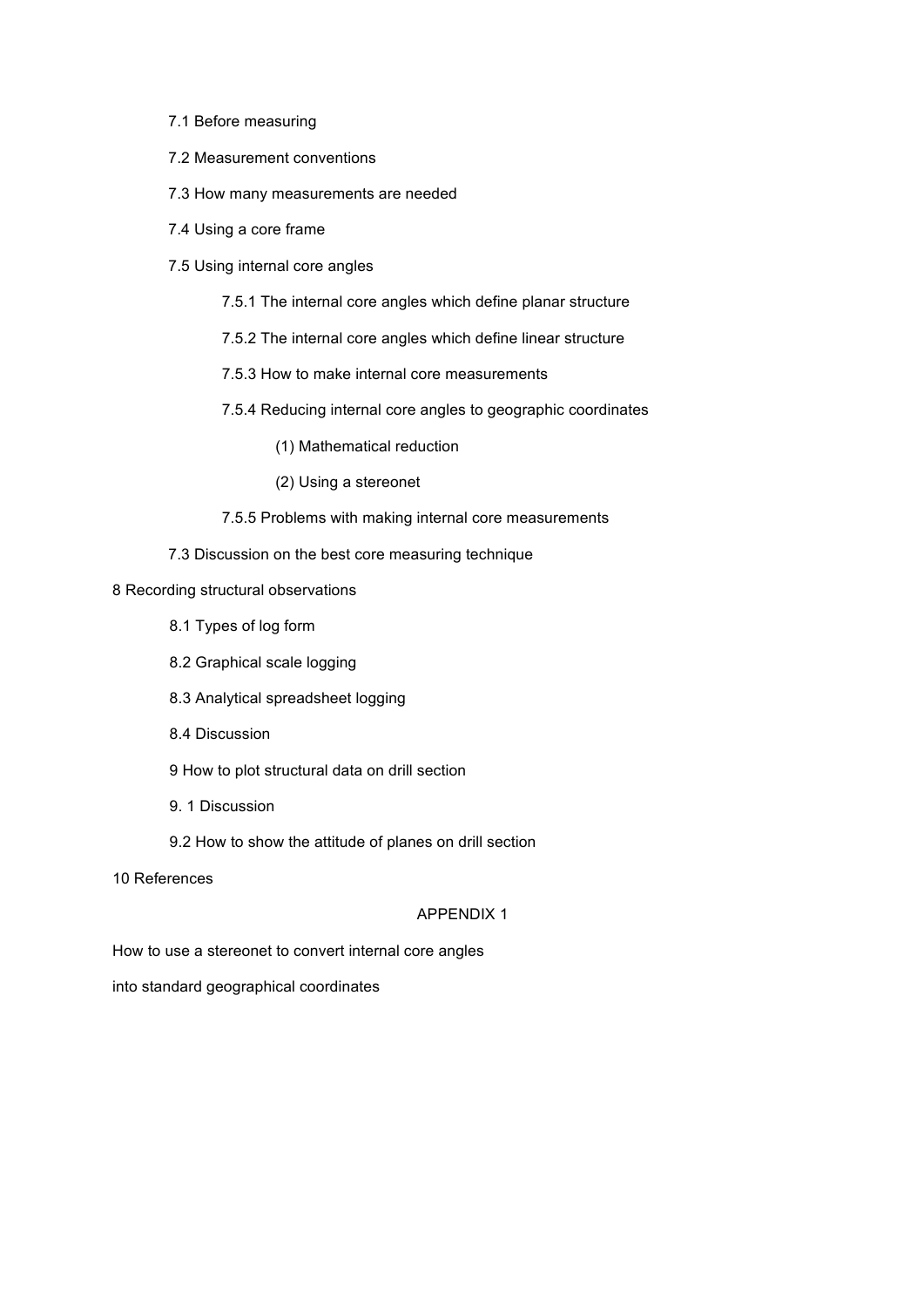7.1 Before measuring

7.2 Measurement conventions

7.3 How many measurements are needed

7.4 Using a core frame

7.5 Using internal core angles

7.5.1 The internal core angles which define planar structure

7.5.2 The internal core angles which define linear structure

7.5.3 How to make internal core measurements

7.5.4 Reducing internal core angles to geographic coordinates

(1) Mathematical reduction

(2) Using a stereonet

7.5.5 Problems with making internal core measurements

7.3 Discussion on the best core measuring technique

8 Recording structural observations

8.1 Types of log form

8.2 Graphical scale logging

8.3 Analytical spreadsheet logging

8.4 Discussion

9 How to plot structural data on drill section

9. 1 Discussion

9.2 How to show the attitude of planes on drill section

10 References

APPENDIX 1

How to use a stereonet to convert internal core angles

into standard geographical coordinates